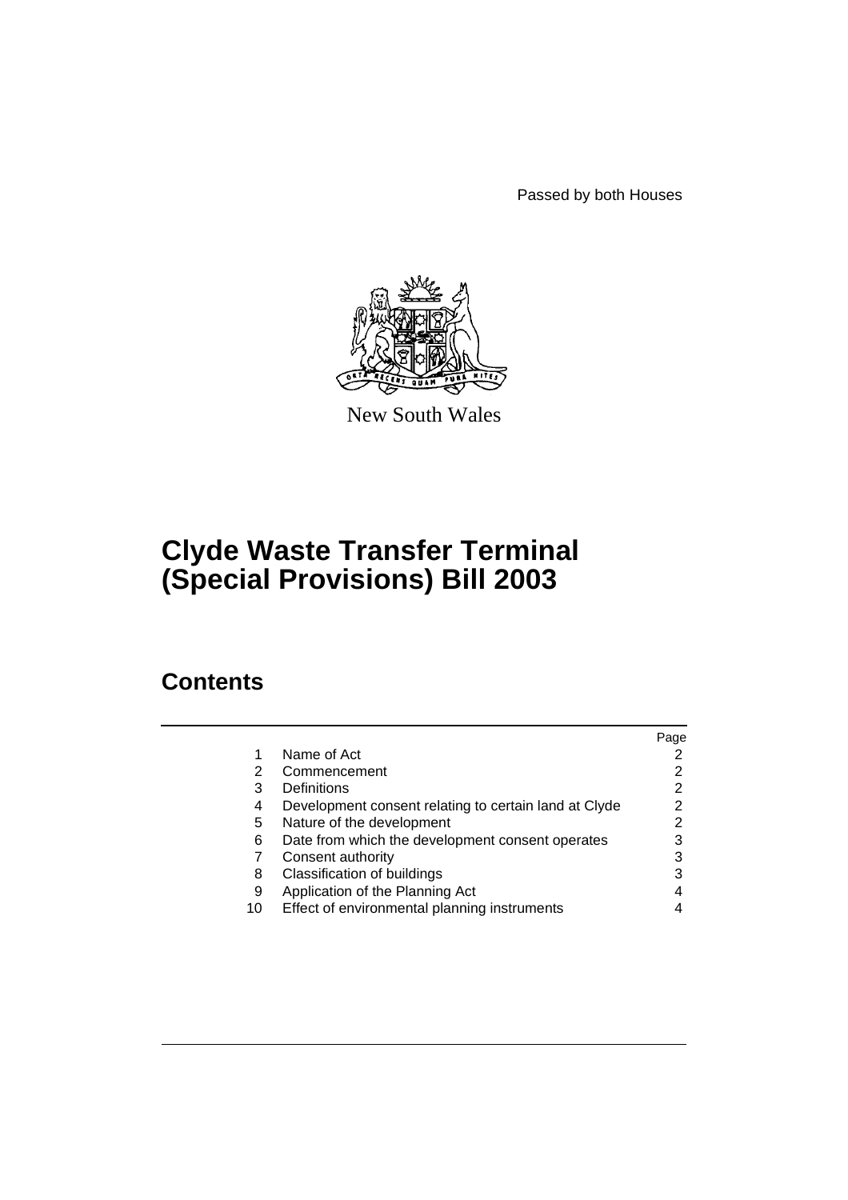Passed by both Houses

New South Wales

# Clyde Waste Transfer Terminal (Special Provisions) Bill 2003

## Contents

| | | Page |
|---|---|---|
| 1 | Name of Act | 2 |
| 2 | Commencement | 2 |
| 3 | Definitions | 2 |
| 4 | Development consent relating to certain land at Clyde | 2 |
| 5 | Nature of the development | 2 |
| 6 | Date from which the development consent operates | 3 |
| 7 | Consent authority | 3 |
| 8 | Classification of buildings | 3 |
| 9 | Application of the Planning Act | 4 |
| 10 | Effect of environmental planning instruments | 4 |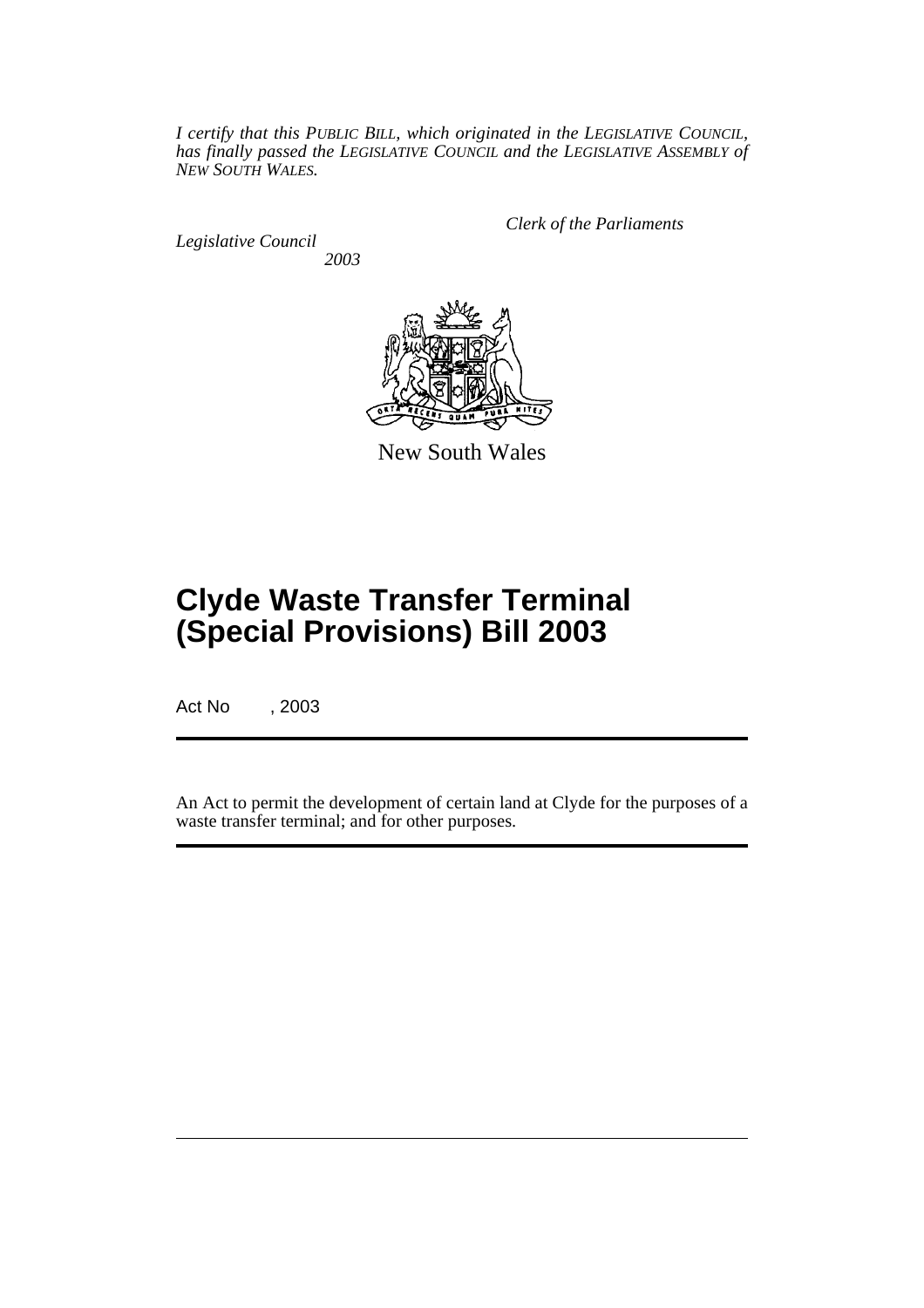*I certify that this PUBLIC BILL, which originated in the LEGISLATIVE COUNCIL, has finally passed the LEGISLATIVE COUNCIL and the LEGISLATIVE ASSEMBLY of NEW SOUTH WALES.*

*Clerk of the Parliaments*

*Legislative Council*

*2003*

New South Wales

# Clyde Waste Transfer Terminal (Special Provisions) Bill 2003

Act No , 2003

An Act to permit the development of certain land at Clyde for the purposes of a waste transfer terminal; and for other purposes.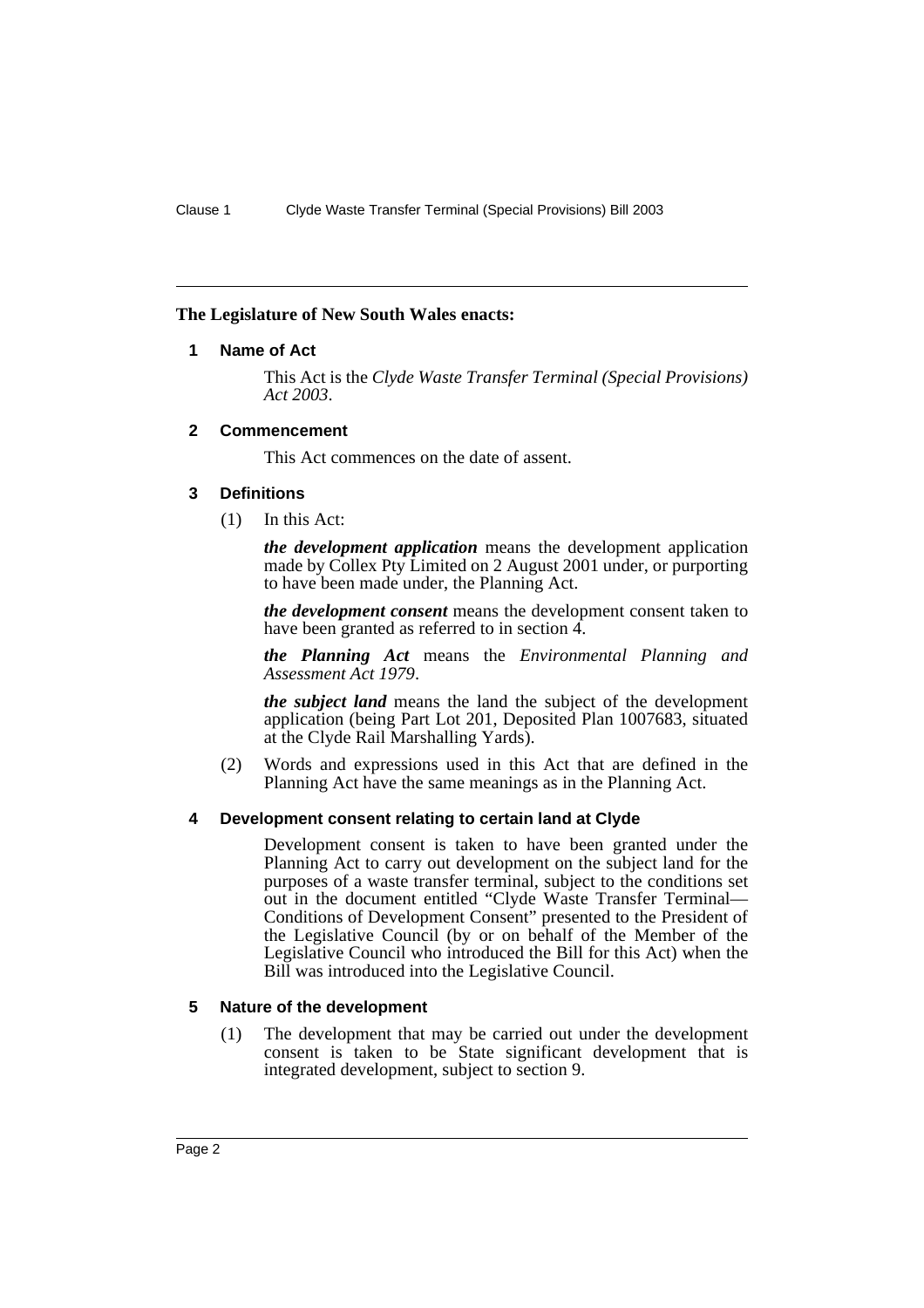**The Legislature of New South Wales enacts:**

## 1 Name of Act

This Act is the *Clyde Waste Transfer Terminal (Special Provisions) Act 2003*.

## 2 Commencement

This Act commences on the date of assent.

## 3 Definitions

(1) In this Act:

***the development application*** means the development application made by Collex Pty Limited on 2 August 2001 under, or purporting to have been made under, the Planning Act.

***the development consent*** means the development consent taken to have been granted as referred to in section 4.

***the Planning Act*** means the *Environmental Planning and Assessment Act 1979*.

***the subject land*** means the land the subject of the development application (being Part Lot 201, Deposited Plan 1007683, situated at the Clyde Rail Marshalling Yards).

(2) Words and expressions used in this Act that are defined in the Planning Act have the same meanings as in the Planning Act.

## 4 Development consent relating to certain land at Clyde

Development consent is taken to have been granted under the Planning Act to carry out development on the subject land for the purposes of a waste transfer terminal, subject to the conditions set out in the document entitled "Clyde Waste Transfer Terminal—Conditions of Development Consent" presented to the President of the Legislative Council (by or on behalf of the Member of the Legislative Council who introduced the Bill for this Act) when the Bill was introduced into the Legislative Council.

## 5 Nature of the development

(1) The development that may be carried out under the development consent is taken to be State significant development that is integrated development, subject to section 9.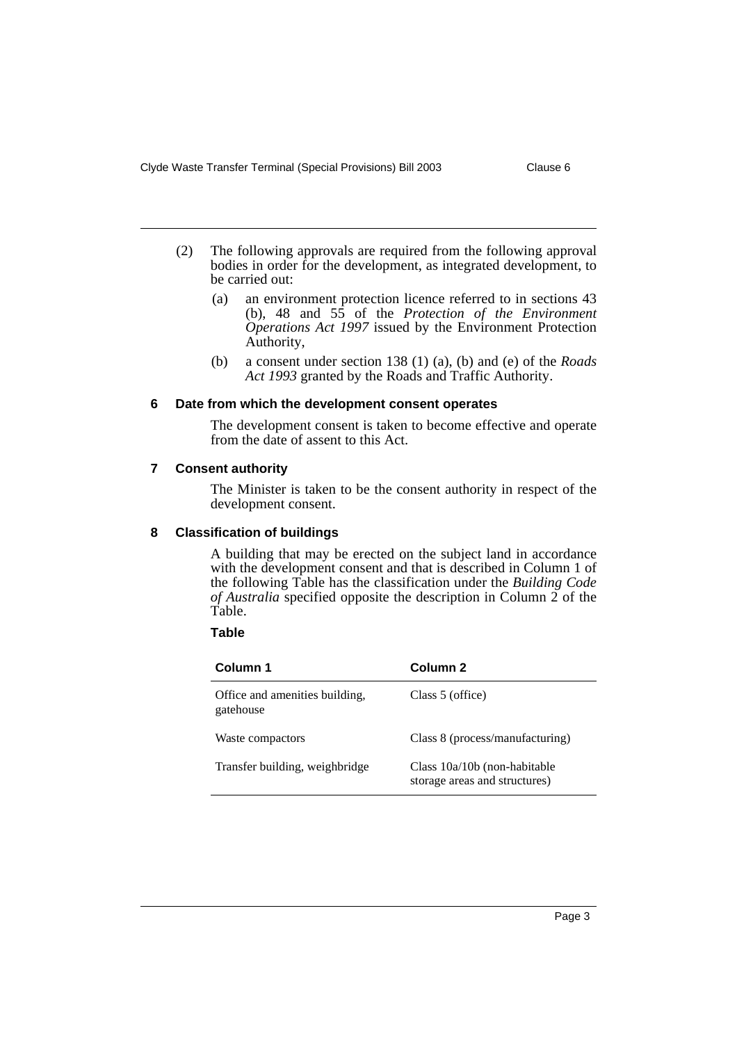(2) The following approvals are required from the following approval bodies in order for the development, as integrated development, to be carried out:

(a) an environment protection licence referred to in sections 43 (b), 48 and 55 of the *Protection of the Environment Operations Act 1997* issued by the Environment Protection Authority,

(b) a consent under section 138 (1) (a), (b) and (e) of the *Roads Act 1993* granted by the Roads and Traffic Authority.

### 6 Date from which the development consent operates

The development consent is taken to become effective and operate from the date of assent to this Act.

### 7 Consent authority

The Minister is taken to be the consent authority in respect of the development consent.

### 8 Classification of buildings

A building that may be erected on the subject land in accordance with the development consent and that is described in Column 1 of the following Table has the classification under the *Building Code of Australia* specified opposite the description in Column 2 of the Table.

**Table**

| Column 1 | Column 2 |
|---|---|
| Office and amenities building, gatehouse | Class 5 (office) |
| Waste compactors | Class 8 (process/manufacturing) |
| Transfer building, weighbridge | Class 10a/10b (non-habitable storage areas and structures) |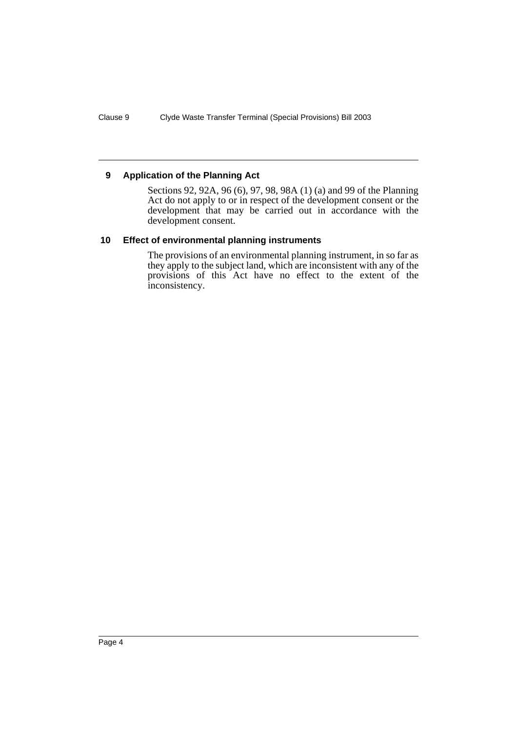## 9 Application of the Planning Act

Sections 92, 92A, 96 (6), 97, 98, 98A (1) (a) and 99 of the Planning Act do not apply to or in respect of the development consent or the development that may be carried out in accordance with the development consent.

## 10 Effect of environmental planning instruments

The provisions of an environmental planning instrument, in so far as they apply to the subject land, which are inconsistent with any of the provisions of this Act have no effect to the extent of the inconsistency.